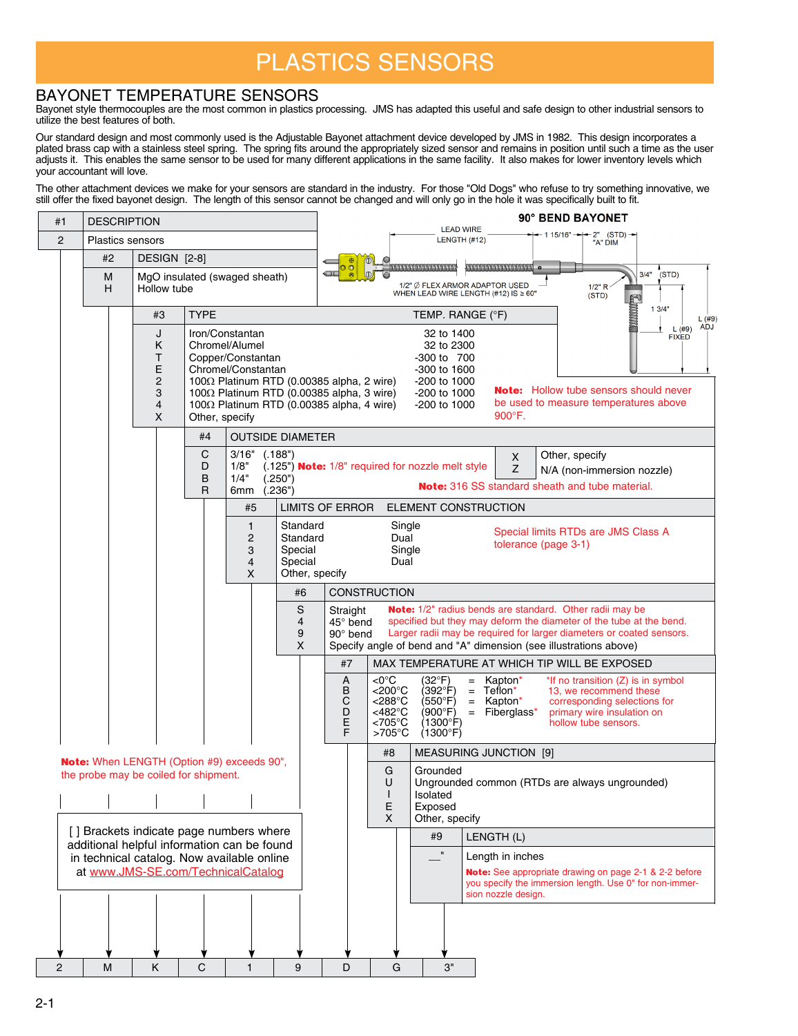# PLASTICS SENSORS

## BAYONET TEMPERATURE SENSORS

Bayonet style thermocouples are the most common in plastics processing. JMS has adapted this useful and safe design to other industrial sensors to utilize the best features of both.

Our standard design and most commonly used is the Adjustable Bayonet attachment device developed by JMS in 1982. This design incorporates a plated brass cap with a stainless steel spring. The spring fits around the appropriately sized sensor and remains in position until such a time as the user adjusts it. This enables the same sensor to be used for many different applications in the same facility. It also makes for lower inventory levels which your accountant will love.

The other attachment devices we make for your sensors are standard in the industry. For those "Old Dogs" who refuse to try something innovative, we still offer the fixed bayonet design. The length of this sensor cannot be changed and will only go in the hole it was specifically built to fit.

**90° BEND BAYONET**

LEAD WIRE LENGTH (#12) — 1 15/16" — 2" (STD) "A" DIM — 3/4" (STD) — 1/2" R (STD) — 1 3/4" — L (#9) FIXED — L (#9) ADJ

1/2" Ø FLEX ARMOR ADAPTOR USED WHEN LEAD WIRE LENGTH (#12) IS ≥ 60"

| #1 | DESCRIPTION |
|---|---|
| 2 | Plastics sensors |

| #2 | DESIGN [2-8] |
|---|---|
| M | MgO insulated (swaged sheath) |
| H | Hollow tube |

| #3 | TYPE | TEMP. RANGE (°F) |
|---|---|---|
| J | Iron/Constantan | 32 to 1400 |
| K | Chromel/Alumel | 32 to 2300 |
| T | Copper/Constantan | -300 to 700 |
| E | Chromel/Constantan | -300 to 1600 |
| 2 | 100Ω Platinum RTD (0.00385 alpha, 2 wire) | -200 to 1000 |
| 3 | 100Ω Platinum RTD (0.00385 alpha, 3 wire) | -200 to 1000 |
| 4 | 100Ω Platinum RTD (0.00385 alpha, 4 wire) | -200 to 1000 |
| X | Other, specify | |

**Note:** Hollow tube sensors should never be used to measure temperatures above 900°F.

| #4 | OUTSIDE DIAMETER |
|---|---|
| C | 3/16" (.188") |
| D | 1/8" (.125") **Note:** 1/8" required for nozzle melt style |
| B | 1/4" (.250") |
| R | 6mm (.236") |
| X | Other, specify |
| Z | N/A (non-immersion nozzle) |

**Note:** 316 SS standard sheath and tube material.

| #5 | LIMITS OF ERROR | ELEMENT CONSTRUCTION |
|---|---|---|
| 1 | Standard | Single |
| 2 | Standard | Dual |
| 3 | Special | Single |
| 4 | Special | Dual |
| X | Other, specify | |

Special limits RTDs are JMS Class A tolerance (page 3-1)

| #6 | CONSTRUCTION |
|---|---|
| S | Straight |
| 4 | 45° bend |
| 9 | 90° bend |
| X | Specify angle of bend and "A" dimension (see illustrations above) |

**Note:** 1/2" radius bends are standard. Other radii may be specified but they may deform the diameter of the tube at the bend. Larger radii may be required for larger diameters or coated sensors.

| #7 | MAX TEMPERATURE AT WHICH TIP WILL BE EXPOSED | | |
|---|---|---|---|
| A | <0°C | (32°F) | = Kapton* |
| B | <200°C | (392°F) | = Teflon* |
| C | <288°C | (550°F) | = Kapton* |
| D | <482°C | (900°F) | = Fiberglass* |
| E | <705°C | (1300°F) | |
| F | >705°C | (1300°F) | |

*If no transition (Z) is in symbol 13, we recommend these corresponding selections for primary wire insulation on hollow tube sensors.

| #8 | MEASURING JUNCTION [9] |
|---|---|
| G | Grounded |
| U | Ungrounded common (RTDs are always ungrounded) |
| I | Isolated |
| E | Exposed |
| X | Other, specify |

| #9 | LENGTH (L) |
|---|---|
| __" | Length in inches |

**Note:** See appropriate drawing on page 2-1 & 2-2 before you specify the immersion length. Use 0" for non-immersion nozzle design.

**Note:** When LENGTH (Option #9) exceeds 90", the probe may be coiled for shipment.

[ ] Brackets indicate page numbers where additional helpful information can be found in technical catalog. Now available online at www.JMS-SE.com/TechnicalCatalog

| 2 | M | K | C | 1 | 9 | D | G | 3" |
|---|---|---|---|---|---|---|---|---|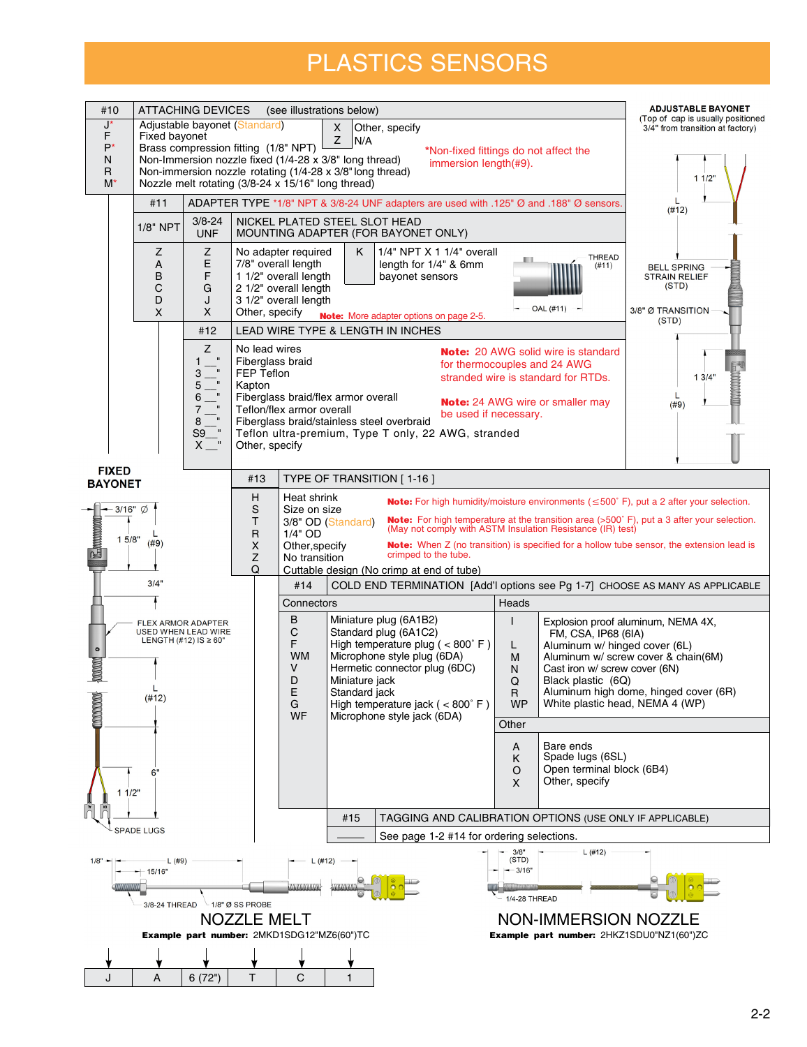# PLASTICS SENSORS

## #10 ATTACHING DEVICES (see illustrations below)

| Code | Description |
|---|---|
| J* | Adjustable bayonet (Standard) |
| F | Fixed bayonet |
| P* | Brass compression fitting (1/8" NPT) |
| N | Non-Immersion nozzle fixed (1/4-28 x 3/8" long thread) |
| R | Non-immersion nozzle rotating (1/4-28 x 3/8" long thread) |
| M* | Nozzle melt rotating (3/8-24 x 15/16" long thread) |
| X | Other, specify |
| Z | N/A |

*Non-fixed fittings do not affect the immersion length(#9).

## #11 ADAPTER TYPE

*1/8" NPT & 3/8-24 UNF adapters are used with .125" Ø and .188" Ø sensors.

| 1/8" NPT | 3/8-24 UNF | NICKEL PLATED STEEL SLOT HEAD MOUNTING ADAPTER (FOR BAYONET ONLY) |
|---|---|---|
| Z | Z | No adapter required |
| A | E | 7/8" overall length |
| B | F | 1 1/2" overall length |
| C | G | 2 1/2" overall length |
| D | J | 3 1/2" overall length |
| X | X | Other, specify |

K — 1/4" NPT X 1 1/4" overall length for 1/4" & 6mm bayonet sensors

THREAD (#11)

OAL (#11)

**Note:** More adapter options on page 2-5.

## #12 LEAD WIRE TYPE & LENGTH IN INCHES

| Code | Description |
|---|---|
| Z | No lead wires |
| 1 __" | Fiberglass braid |
| 3 __" | FEP Teflon |
| 5 __" | Kapton |
| 6 __" | Fiberglass braid/flex armor overall |
| 7 __" | Teflon/flex armor overall |
| 8 __" | Fiberglass braid/stainless steel overbraid |
| S9__" | Teflon ultra-premium, Type T only, 22 AWG, stranded |
| X __" | Other, specify |

**Note:** 20 AWG solid wire is standard for thermocouples and 24 AWG stranded wire is standard for RTDs.

**Note:** 24 AWG wire or smaller may be used if necessary.

ADJUSTABLE BAYONET
(Top of cap is usually positioned 3/4" from transition at factory)

1 1/2"

L (#12)

BELL SPRING STRAIN RELIEF (STD)

3/8" Ø TRANSITION (STD)

1 3/4"

L (#9)

## #13 TYPE OF TRANSITION [ 1-16 ]

| Code | Description |
|---|---|
| H | Heat shrink |
| S | Size on size |
| T | 3/8" OD (Standard) |
| R | 1/4" OD |
| X | Other,specify |
| Z | No transition |
| Q | Cuttable design (No crimp at end of tube) |

**Note:** For high humidity/moisture environments (≤500˚ F), put a 2 after your selection.

**Note:** For high temperature at the transition area (>500˚ F), put a 3 after your selection. (May not comply with ASTM Insulation Resistance (IR) test)

**Note:** When Z (no transition) is specified for a hollow tube sensor, the extension lead is crimped to the tube.

## #14 COLD END TERMINATION [Add'l options see Pg 1-7] CHOOSE AS MANY AS APPLICABLE

**Connectors**

| Code | Description |
|---|---|
| B | Miniature plug (6A1B2) |
| C | Standard plug (6A1C2) |
| F | High temperature plug ( < 800˚ F ) |
| WM | Microphone style plug (6DA) |
| V | Hermetic connector plug (6DC) |
| D | Miniature jack |
| E | Standard jack |
| G | High temperature jack ( < 800˚ F ) |
| WF | Microphone style jack (6DA) |

**Heads**

| Code | Description |
|---|---|
| I | Explosion proof aluminum, NEMA 4X, FM, CSA, IP68 (6IA) |
| L | Aluminum w/ hinged cover (6L) |
| M | Aluminum w/ screw cover & chain(6M) |
| N | Cast iron w/ screw cover (6N) |
| Q | Black plastic (6Q) |
| R | Aluminum high dome, hinged cover (6R) |
| WP | White plastic head, NEMA 4 (WP) |

**Other**

| Code | Description |
|---|---|
| A | Bare ends |
| K | Spade lugs (6SL) |
| O | Open terminal block (6B4) |
| X | Other, specify |

## #15 TAGGING AND CALIBRATION OPTIONS (USE ONLY IF APPLICABLE)

____ See page 1-2 #14 for ordering selections.

**FIXED BAYONET**

3/16" Ø

1 5/8"

L (#9)

3/4"

FLEX ARMOR ADAPTER USED WHEN LEAD WIRE LENGTH (#12) IS ≥ 60"

L (#12)

6"

1 1/2"

SPADE LUGS

1/8" — L (#9) — 15/16" — L (#12)

3/8-24 THREAD — 1/8" Ø SS PROBE

## NOZZLE MELT

**Example part number:** 2MKD1SDG12"MZ6(60")TC

| J | A | 6 (72") | T | C | 1 |
|---|---|---|---|---|---|

3/8" (STD) — 3/16" — L (#12)

1/4-28 THREAD

## NON-IMMERSION NOZZLE

**Example part number:** 2HKZ1SDU0"NZ1(60")ZC